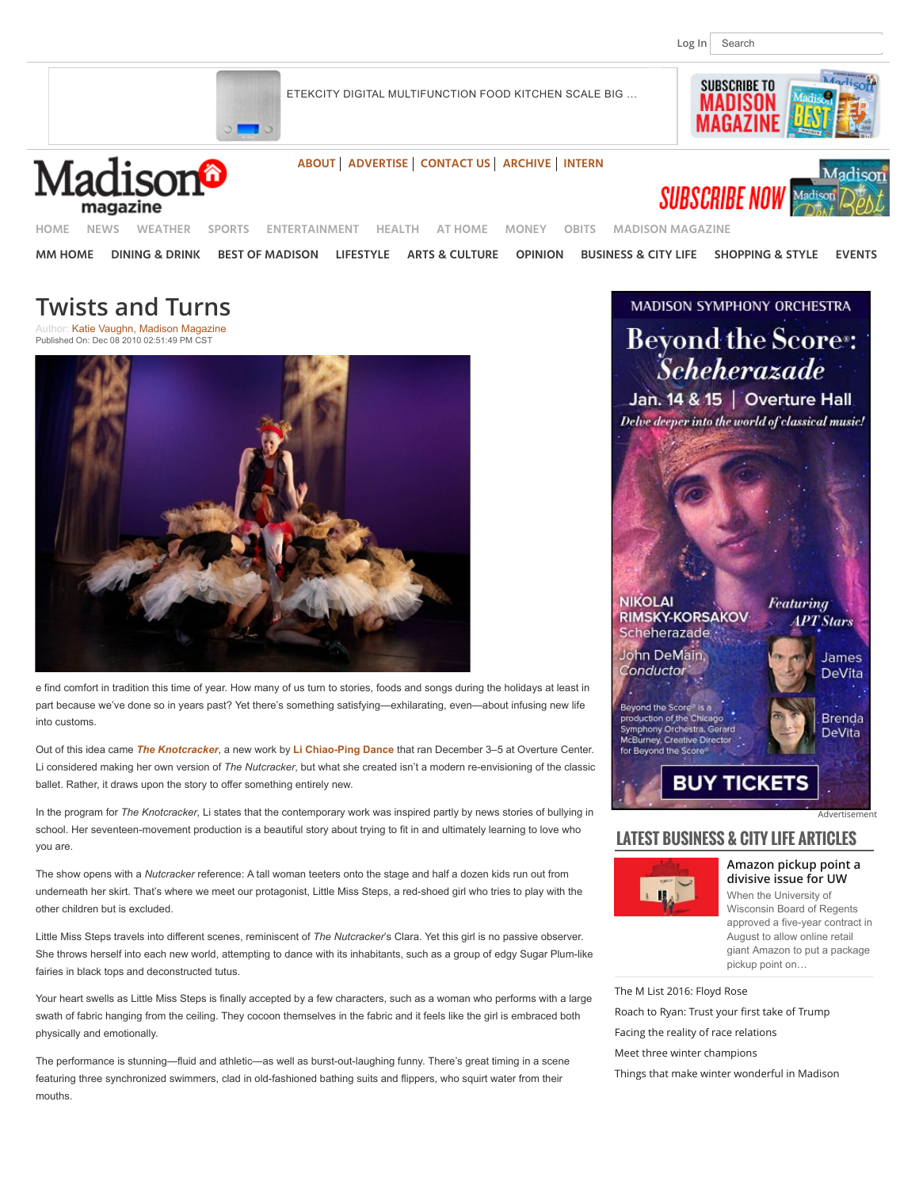# Twists and Turns

Author: Katie Vaughn, Madison Magazine
Published On: Dec 08 2010 02:51:49 PM CST

e find comfort in tradition this time of year. How many of us turn to stories, foods and songs during the holidays at least in part because we've done so in years past? Yet there's something satisfying—exhilarating, even—about infusing new life into customs.

Out of this idea came ***The Knotcracker***, a new work by **Li Chiao-Ping Dance** that ran December 3–5 at Overture Center. Li considered making her own version of *The Nutcracker*, but what she created isn't a modern re-envisioning of the classic ballet. Rather, it draws upon the story to offer something entirely new.

In the program for *The Knotcracker*, Li states that the contemporary work was inspired partly by news stories of bullying in school. Her seventeen-movement production is a beautiful story about trying to fit in and ultimately learning to love who you are.

The show opens with a *Nutcracker* reference: A tall woman teeters onto the stage and half a dozen kids run out from underneath her skirt. That's where we meet our protagonist, Little Miss Steps, a red-shoed girl who tries to play with the other children but is excluded.

Little Miss Steps travels into different scenes, reminiscent of *The Nutcracker*'s Clara. Yet this girl is no passive observer. She throws herself into each new world, attempting to dance with its inhabitants, such as a group of edgy Sugar Plum-like fairies in black tops and deconstructed tutus.

Your heart swells as Little Miss Steps is finally accepted by a few characters, such as a woman who performs with a large swath of fabric hanging from the ceiling. They cocoon themselves in the fabric and it feels like the girl is embraced both physically and emotionally.

The performance is stunning—fluid and athletic—as well as burst-out-laughing funny. There's great timing in a scene featuring three synchronized swimmers, clad in old-fashioned bathing suits and flippers, who squirt water from their mouths.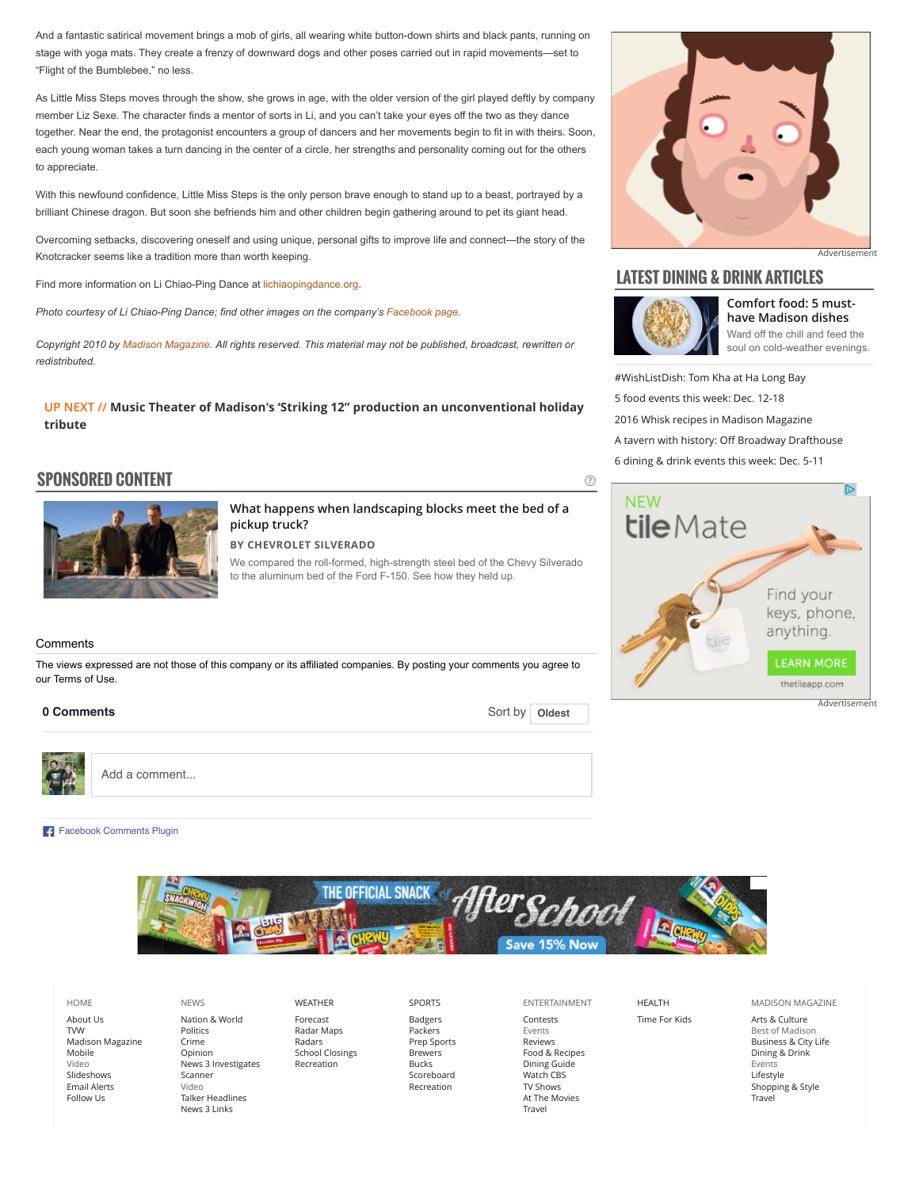And a fantastic satirical movement brings a mob of girls, all wearing white button-down shirts and black pants, running on stage with yoga mats. They create a frenzy of downward dogs and other poses carried out in rapid movements—set to "Flight of the Bumblebee," no less.

As Little Miss Steps moves through the show, she grows in age, with the older version of the girl played deftly by company member Liz Sexe. The character finds a mentor of sorts in Li, and you can't take your eyes off the two as they dance together. Near the end, the protagonist encounters a group of dancers and her movements begin to fit in with theirs. Soon, each young woman takes a turn dancing in the center of a circle, her strengths and personality coming out for the others to appreciate.

With this newfound confidence, Little Miss Steps is the only person brave enough to stand up to a beast, portrayed by a brilliant Chinese dragon. But soon she befriends him and other children begin gathering around to pet its giant head.

Overcoming setbacks, discovering oneself and using unique, personal gifts to improve life and connect—the story of the Knotcracker seems like a tradition more than worth keeping.

Find more information on Li Chiao-Ping Dance at lichiaopingdance.org.

*Photo courtesy of Li Chiao-Ping Dance; find other images on the company's Facebook page.*

*Copyright 2010 by Madison Magazine. All rights reserved. This material may not be published, broadcast, rewritten or redistributed.*

**UP NEXT // Music Theater of Madison's 'Striking 12" production an unconventional holiday tribute**

## SPONSORED CONTENT

**What happens when landscaping blocks meet the bed of a pickup truck?**

**BY CHEVROLET SILVERADO**

We compared the roll-formed, high-strength steel bed of the Chevy Silverado to the aluminum bed of the Ford F-150. See how they held up.

Comments

The views expressed are not those of this company or its affiliated companies. By posting your comments you agree to our Terms of Use.

**0 Comments** Sort by **Oldest**

Add a comment...

Facebook Comments Plugin

## LATEST DINING & DRINK ARTICLES

**Comfort food: 5 must-have Madison dishes**
Ward off the chill and feed the soul on cold-weather evenings.

- #WishListDish: Tom Kha at Ha Long Bay
- 5 food events this week: Dec. 12-18
- 2016 Whisk recipes in Madison Magazine
- A tavern with history: Off Broadway Drafthouse
- 6 dining & drink events this week: Dec. 5-11

Advertisement

NEW tile Mate
Find your keys, phone, anything.
LEARN MORE
thetileapp.com

Advertisement

THE OFFICIAL SNACK of After School — Save 15% Now

HOME: About Us, TVW, Madison Magazine, Mobile, Video, Slideshows, Email Alerts, Follow Us

NEWS: Nation & World, Politics, Crime, Opinion, News 3 Investigates, Scanner, Video, Talker Headlines, News 3 Links

WEATHER: Forecast, Radar Maps, Radars, School Closings, Recreation

SPORTS: Badgers, Packers, Prep Sports, Brewers, Bucks, Scoreboard, Recreation

ENTERTAINMENT: Contests, Events, Reviews, Food & Recipes, Dining Guide, Watch CBS, TV Shows, At The Movies, Travel

HEALTH: Time For Kids

MADISON MAGAZINE: Arts & Culture, Best of Madison, Business & City Life, Dining & Drink, Events, Lifestyle, Shopping & Style, Travel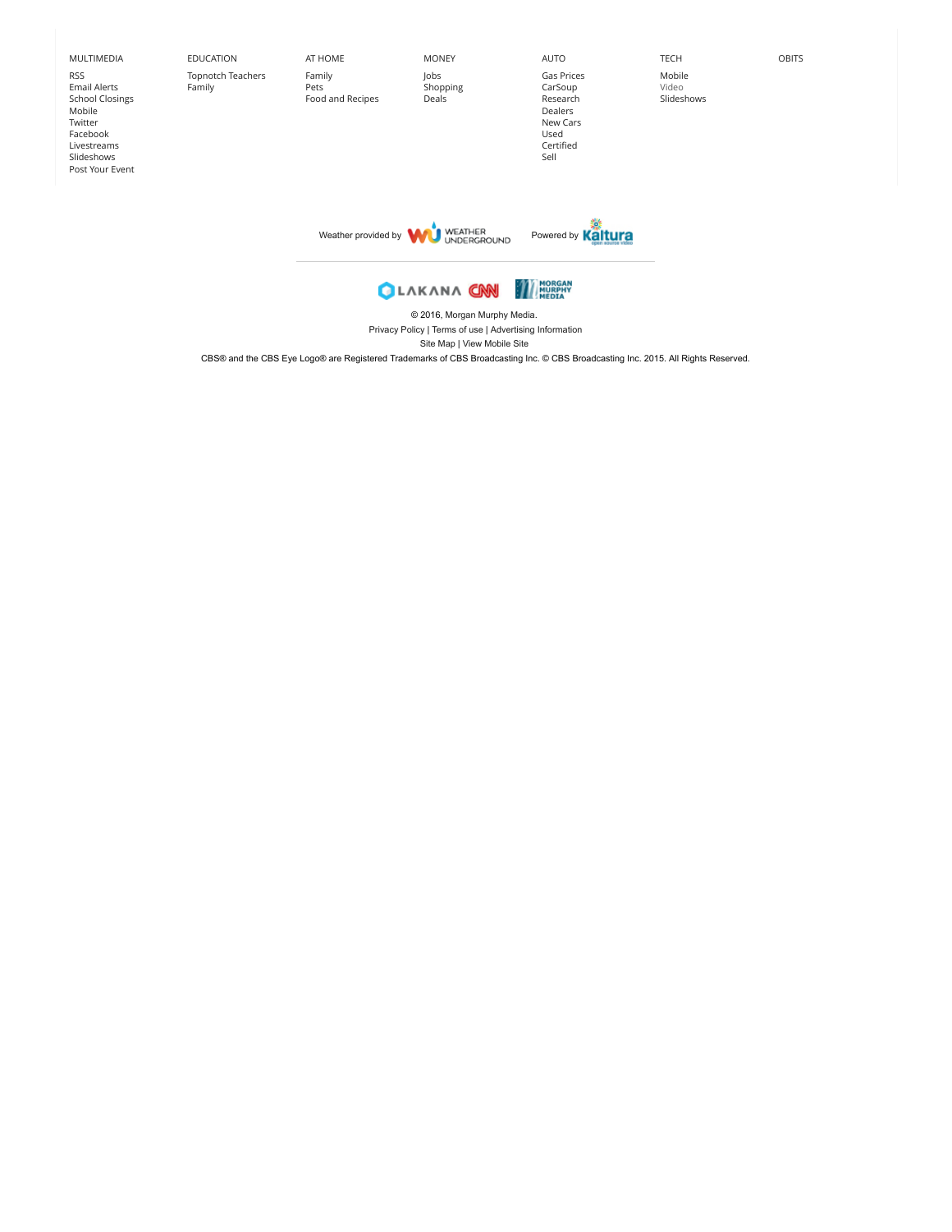MULTIMEDIA

- RSS
- Email Alerts
- School Closings
- Mobile
- Twitter
- Facebook
- Livestreams
- Slideshows
- Post Your Event

EDUCATION

- Topnotch Teachers
- Family

AT HOME

- Family
- Pets
- Food and Recipes

MONEY

- Jobs
- Shopping
- Deals

AUTO

- Gas Prices
- CarSoup
- Research
- Dealers
- New Cars
- Used
- Certified
- Sell

TECH

- Mobile
- Video
- Slideshows

OBITS

Weather provided by WEATHER UNDERGROUND

Powered by Kaltura

© 2016, Morgan Murphy Media.

Privacy Policy | Terms of use | Advertising Information

Site Map | View Mobile Site

CBS® and the CBS Eye Logo® are Registered Trademarks of CBS Broadcasting Inc. © CBS Broadcasting Inc. 2015. All Rights Reserved.